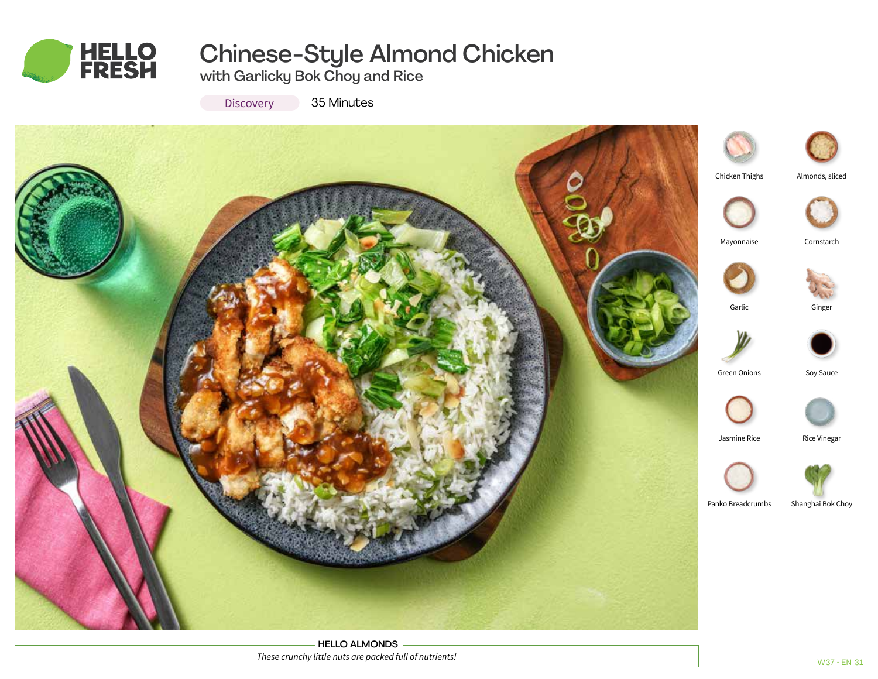# Chinese-Style Almond Chicken

## with Garlicky Bok Choy and Rice

Discovery 35 Minutes

- Chicken Thighs
- Almonds, sliced
- Mayonnaise
- Cornstarch
- Garlic
- Ginger
- Green Onions
- Soy Sauce
- Jasmine Rice
- Rice Vinegar
- Panko Breadcrumbs
- Shanghai Bok Choy

**HELLO ALMONDS**

*These crunchy little nuts are packed full of nutrients!*

W37 • EN 31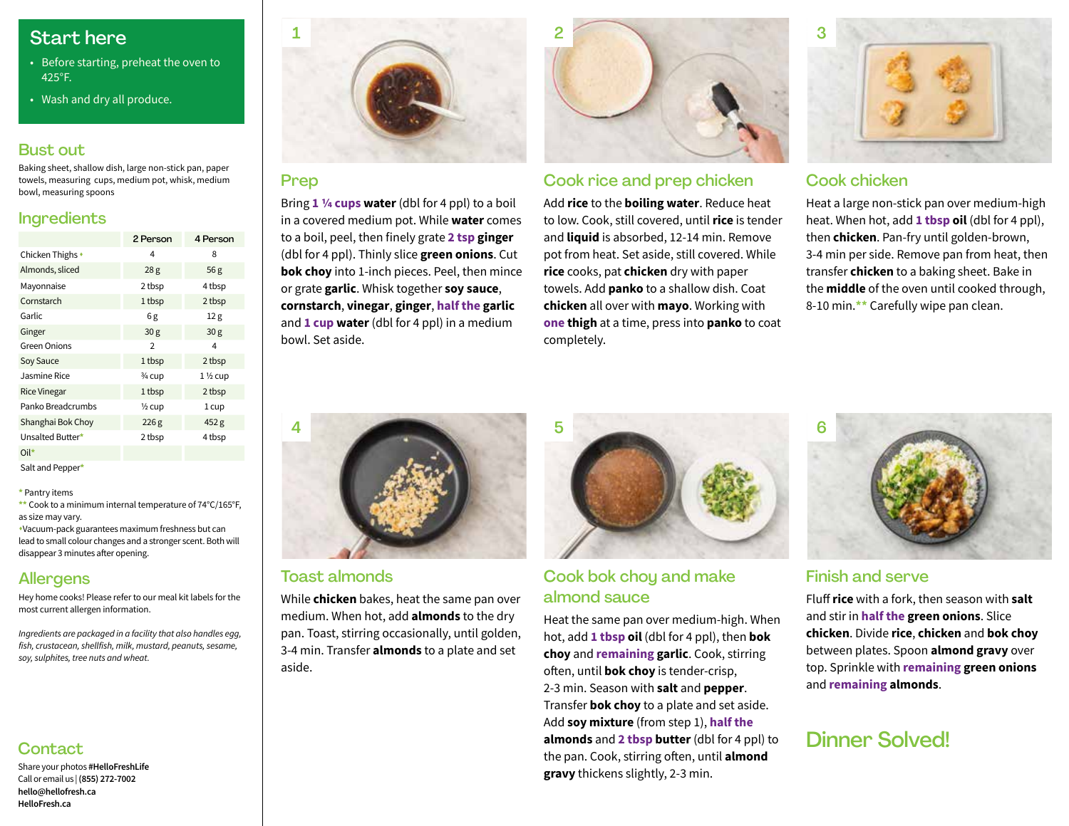## Start here

- Before starting, preheat the oven to 425°F.
- Wash and dry all produce.

## Bust out

Baking sheet, shallow dish, large non-stick pan, paper towels, measuring cups, medium pot, whisk, medium bowl, measuring spoons

## Ingredients

| | 2 Person | 4 Person |
|---|---|---|
| Chicken Thighs * | 4 | 8 |
| Almonds, sliced | 28 g | 56 g |
| Mayonnaise | 2 tbsp | 4 tbsp |
| Cornstarch | 1 tbsp | 2 tbsp |
| Garlic | 6 g | 12 g |
| Ginger | 30 g | 30 g |
| Green Onions | 2 | 4 |
| Soy Sauce | 1 tbsp | 2 tbsp |
| Jasmine Rice | ¾ cup | 1 ½ cup |
| Rice Vinegar | 1 tbsp | 2 tbsp |
| Panko Breadcrumbs | ½ cup | 1 cup |
| Shanghai Bok Choy | 226 g | 452 g |
| Unsalted Butter* | 2 tbsp | 4 tbsp |
| Oil* | | |
| Salt and Pepper* | | |

\* Pantry items

\*\* Cook to a minimum internal temperature of 74°C/165°F, as size may vary.

*Vacuum-pack guarantees maximum freshness but can lead to small colour changes and a stronger scent. Both will disappear 3 minutes after opening.

## Allergens

Hey home cooks! Please refer to our meal kit labels for the most current allergen information.

*Ingredients are packaged in a facility that also handles egg, fish, crustacean, shellfish, milk, mustard, peanuts, sesame, soy, sulphites, tree nuts and wheat.*

## Contact

Share your photos **#HelloFreshLife**
Call or email us | **(855) 272-7002**
**hello@hellofresh.ca**
**HelloFresh.ca**

### 1 Prep

Bring **1 ¼ cups water** (dbl for 4 ppl) to a boil in a covered medium pot. While **water** comes to a boil, peel, then finely grate **2 tsp ginger** (dbl for 4 ppl). Thinly slice **green onions**. Cut **bok choy** into 1-inch pieces. Peel, then mince or grate **garlic**. Whisk together **soy sauce**, **cornstarch**, **vinegar**, **ginger**, **half the garlic** and **1 cup water** (dbl for 4 ppl) in a medium bowl. Set aside.

### 2 Cook rice and prep chicken

Add **rice** to the **boiling water**. Reduce heat to low. Cook, still covered, until **rice** is tender and **liquid** is absorbed, 12-14 min. Remove pot from heat. Set aside, still covered. While **rice** cooks, pat **chicken** dry with paper towels. Add **panko** to a shallow dish. Coat **chicken** all over with **mayo**. Working with **one thigh** at a time, press into **panko** to coat completely.

### 3 Cook chicken

Heat a large non-stick pan over medium-high heat. When hot, add **1 tbsp oil** (dbl for 4 ppl), then **chicken**. Pan-fry until golden-brown, 3-4 min per side. Remove pan from heat, then transfer **chicken** to a baking sheet. Bake in the **middle** of the oven until cooked through, 8-10 min.\*\* Carefully wipe pan clean.

### 4 Toast almonds

While **chicken** bakes, heat the same pan over medium. When hot, add **almonds** to the dry pan. Toast, stirring occasionally, until golden, 3-4 min. Transfer **almonds** to a plate and set aside.

### 5 Cook bok choy and make almond sauce

Heat the same pan over medium-high. When hot, add **1 tbsp oil** (dbl for 4 ppl), then **bok choy** and **remaining garlic**. Cook, stirring often, until **bok choy** is tender-crisp, 2-3 min. Season with **salt** and **pepper**. Transfer **bok choy** to a plate and set aside. Add **soy mixture** (from step 1), **half the almonds** and **2 tbsp butter** (dbl for 4 ppl) to the pan. Cook, stirring often, until **almond gravy** thickens slightly, 2-3 min.

### 6 Finish and serve

Fluff **rice** with a fork, then season with **salt** and stir in **half the green onions**. Slice **chicken**. Divide **rice**, **chicken** and **bok choy** between plates. Spoon **almond gravy** over top. Sprinkle with **remaining green onions** and **remaining almonds**.

## Dinner Solved!